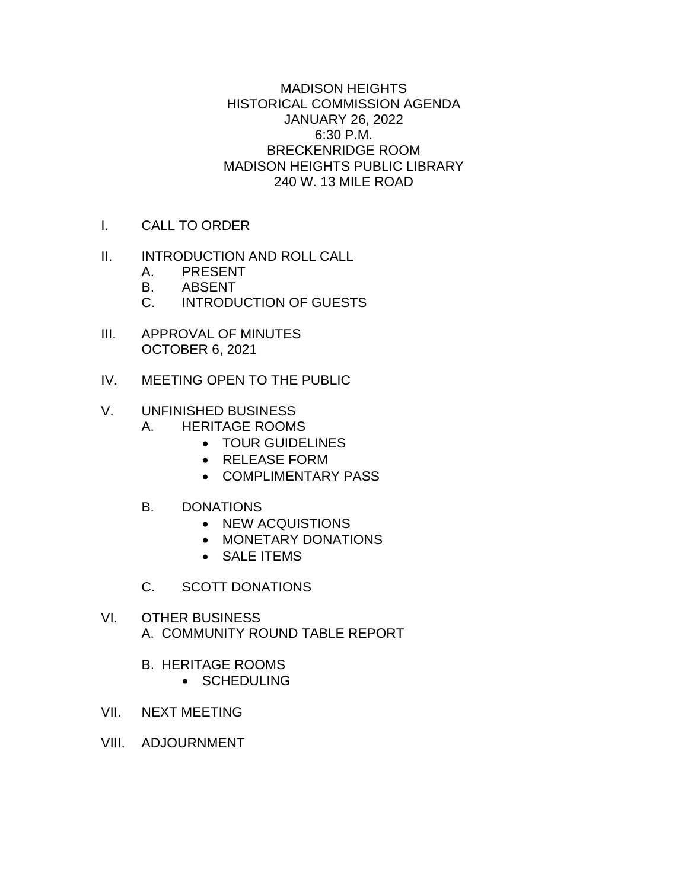# MADISON HEIGHTS
## HISTORICAL COMMISSION AGENDA
JANUARY 26, 2022
6:30 P.M.
BRECKENRIDGE ROOM
MADISON HEIGHTS PUBLIC LIBRARY
240 W. 13 MILE ROAD

I. CALL TO ORDER

II. INTRODUCTION AND ROLL CALL
   - A. PRESENT
   - B. ABSENT
   - C. INTRODUCTION OF GUESTS

III. APPROVAL OF MINUTES
   OCTOBER 6, 2021

IV. MEETING OPEN TO THE PUBLIC

V. UNFINISHED BUSINESS
   - A. HERITAGE ROOMS
     - TOUR GUIDELINES
     - RELEASE FORM
     - COMPLIMENTARY PASS
   - B. DONATIONS
     - NEW ACQUISTIONS
     - MONETARY DONATIONS
     - SALE ITEMS
   - C. SCOTT DONATIONS

VI. OTHER BUSINESS
   - A. COMMUNITY ROUND TABLE REPORT
   - B. HERITAGE ROOMS
     - SCHEDULING

VII. NEXT MEETING

VIII. ADJOURNMENT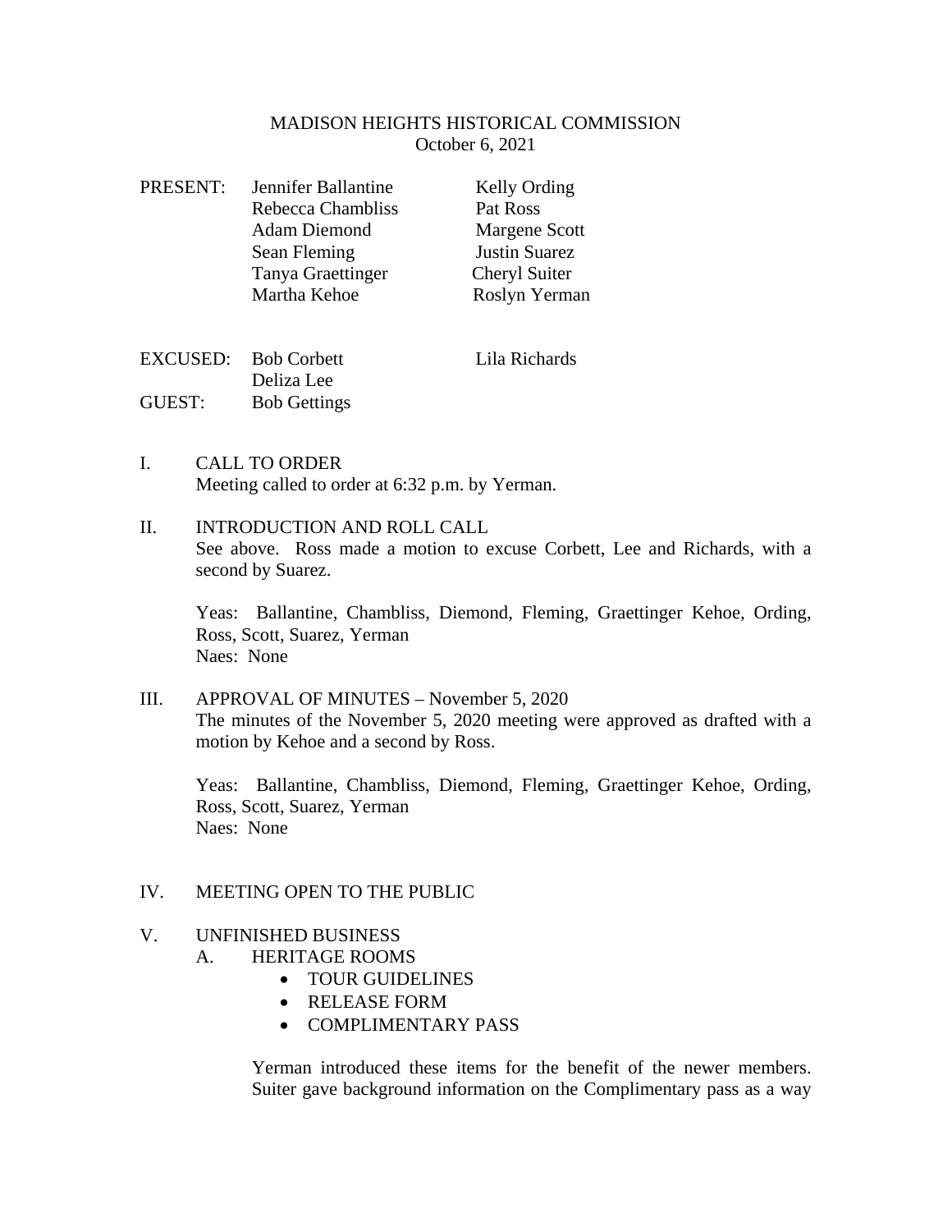MADISON HEIGHTS HISTORICAL COMMISSION
October 6, 2021

| PRESENT: | Jennifer Ballantine | Kelly Ording |
|---|---|---|
| | Rebecca Chambliss | Pat Ross |
| | Adam Diemond | Margene Scott |
| | Sean Fleming | Justin Suarez |
| | Tanya Graettinger | Cheryl Suiter |
| | Martha Kehoe | Roslyn Yerman |

| EXCUSED: | Bob Corbett | Lila Richards |
|---|---|---|
| | Deliza Lee | |
| GUEST: | Bob Gettings | |

I. CALL TO ORDER
Meeting called to order at 6:32 p.m. by Yerman.

II. INTRODUCTION AND ROLL CALL
See above. Ross made a motion to excuse Corbett, Lee and Richards, with a second by Suarez.

Yeas: Ballantine, Chambliss, Diemond, Fleming, Graettinger Kehoe, Ording, Ross, Scott, Suarez, Yerman
Naes: None

III. APPROVAL OF MINUTES – November 5, 2020
The minutes of the November 5, 2020 meeting were approved as drafted with a motion by Kehoe and a second by Ross.

Yeas: Ballantine, Chambliss, Diemond, Fleming, Graettinger Kehoe, Ording, Ross, Scott, Suarez, Yerman
Naes: None

IV. MEETING OPEN TO THE PUBLIC

V. UNFINISHED BUSINESS
A. HERITAGE ROOMS
- TOUR GUIDELINES
- RELEASE FORM
- COMPLIMENTARY PASS

Yerman introduced these items for the benefit of the newer members. Suiter gave background information on the Complimentary pass as a way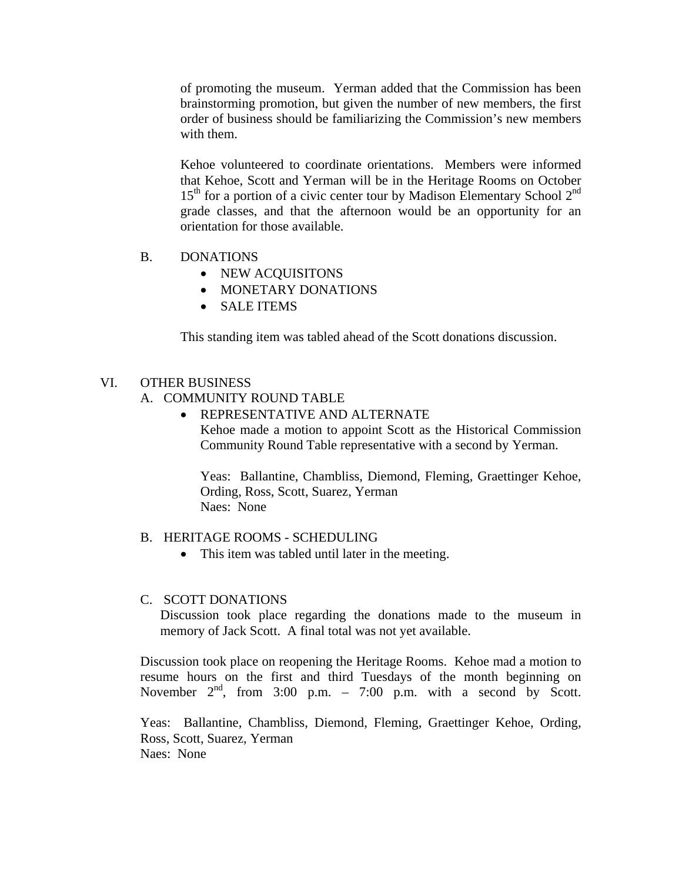of promoting the museum. Yerman added that the Commission has been brainstorming promotion, but given the number of new members, the first order of business should be familiarizing the Commission's new members with them.

Kehoe volunteered to coordinate orientations. Members were informed that Kehoe, Scott and Yerman will be in the Heritage Rooms on October 15th for a portion of a civic center tour by Madison Elementary School 2nd grade classes, and that the afternoon would be an opportunity for an orientation for those available.

B. DONATIONS

- NEW ACQUISITONS
- MONETARY DONATIONS
- SALE ITEMS

This standing item was tabled ahead of the Scott donations discussion.

VI. OTHER BUSINESS

A. COMMUNITY ROUND TABLE

- REPRESENTATIVE AND ALTERNATE

Kehoe made a motion to appoint Scott as the Historical Commission Community Round Table representative with a second by Yerman.

Yeas: Ballantine, Chambliss, Diemond, Fleming, Graettinger Kehoe, Ording, Ross, Scott, Suarez, Yerman
Naes: None

B. HERITAGE ROOMS - SCHEDULING

- This item was tabled until later in the meeting.

C. SCOTT DONATIONS

Discussion took place regarding the donations made to the museum in memory of Jack Scott. A final total was not yet available.

Discussion took place on reopening the Heritage Rooms. Kehoe mad a motion to resume hours on the first and third Tuesdays of the month beginning on November 2nd, from 3:00 p.m. – 7:00 p.m. with a second by Scott.

Yeas: Ballantine, Chambliss, Diemond, Fleming, Graettinger Kehoe, Ording, Ross, Scott, Suarez, Yerman
Naes: None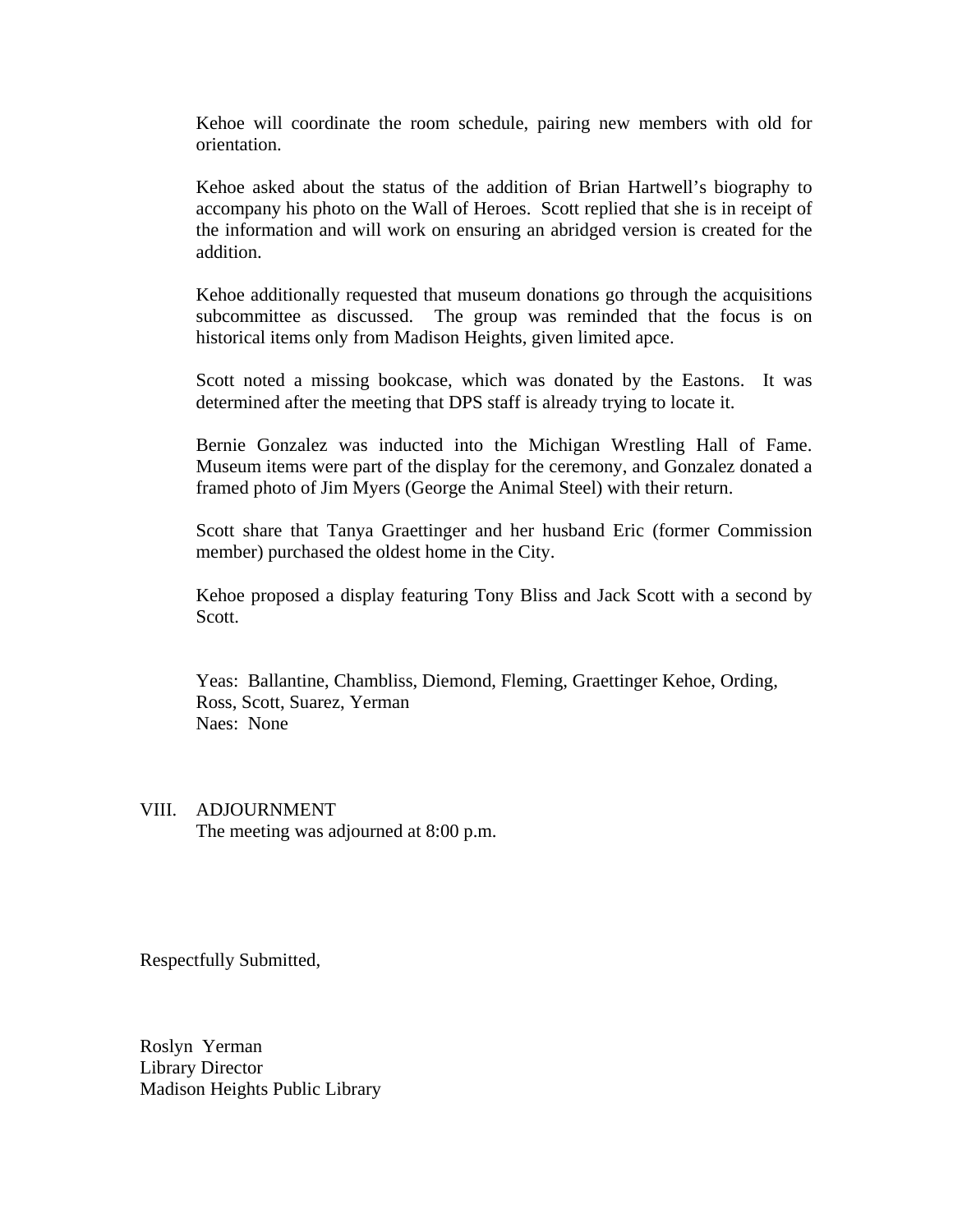Kehoe will coordinate the room schedule, pairing new members with old for orientation.

Kehoe asked about the status of the addition of Brian Hartwell's biography to accompany his photo on the Wall of Heroes. Scott replied that she is in receipt of the information and will work on ensuring an abridged version is created for the addition.

Kehoe additionally requested that museum donations go through the acquisitions subcommittee as discussed. The group was reminded that the focus is on historical items only from Madison Heights, given limited apce.

Scott noted a missing bookcase, which was donated by the Eastons. It was determined after the meeting that DPS staff is already trying to locate it.

Bernie Gonzalez was inducted into the Michigan Wrestling Hall of Fame. Museum items were part of the display for the ceremony, and Gonzalez donated a framed photo of Jim Myers (George the Animal Steel) with their return.

Scott share that Tanya Graettinger and her husband Eric (former Commission member) purchased the oldest home in the City.

Kehoe proposed a display featuring Tony Bliss and Jack Scott with a second by Scott.

Yeas: Ballantine, Chambliss, Diemond, Fleming, Graettinger Kehoe, Ording, Ross, Scott, Suarez, Yerman
Naes: None

VIII. ADJOURNMENT
The meeting was adjourned at 8:00 p.m.

Respectfully Submitted,

Roslyn Yerman
Library Director
Madison Heights Public Library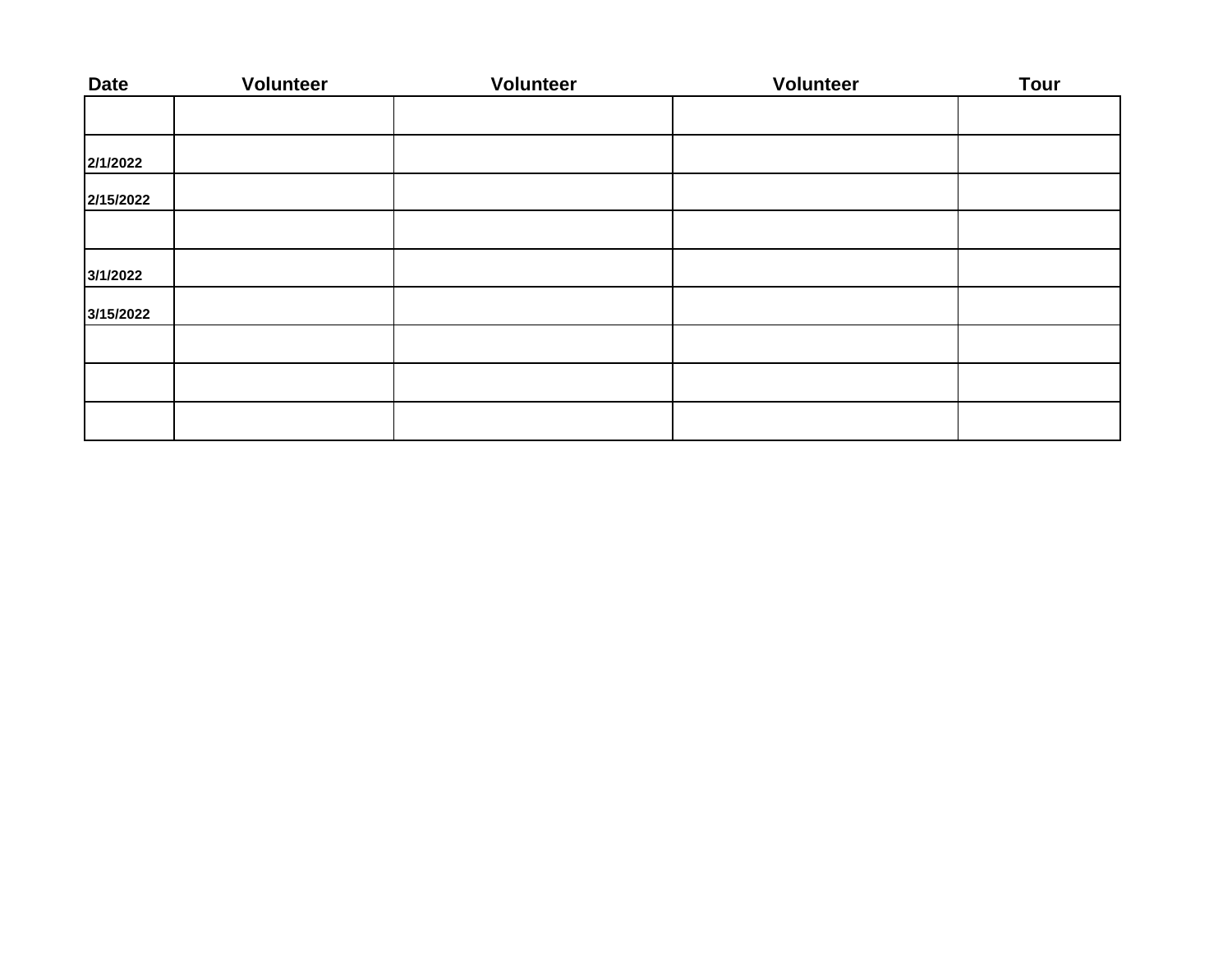| Date | Volunteer | Volunteer | Volunteer | Tour |
| --- | --- | --- | --- | --- |
| | | | | |
| 2/1/2022 | | | | |
| 2/15/2022 | | | | |
| | | | | |
| 3/1/2022 | | | | |
| 3/15/2022 | | | | |
| | | | | |
| | | | | |
| | | | | |